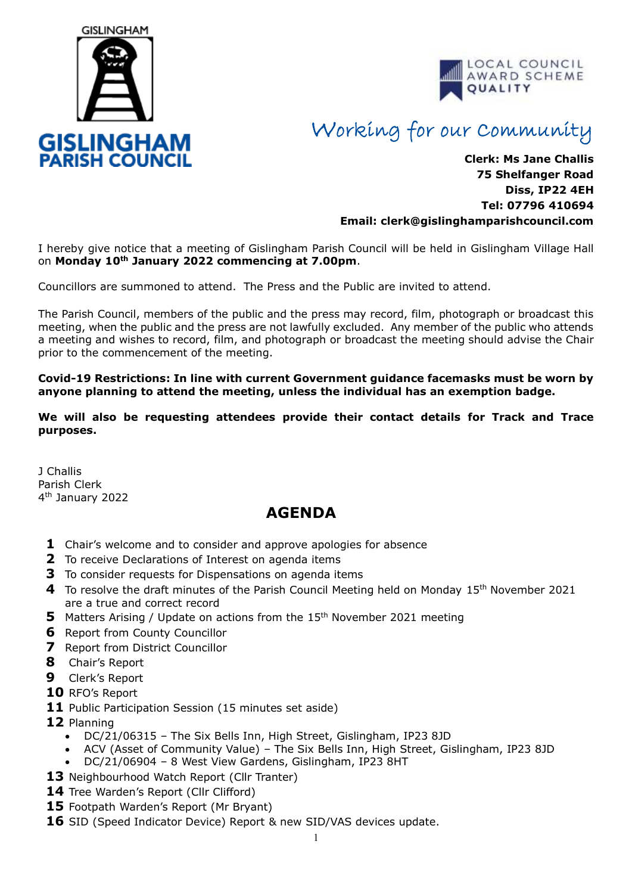GISLINGHAM

**GISLINGHAM PARISH COUNCIL**

LOCAL COUNCIL AWARD SCHEME QUALITY

*Working for our Community*

**Clerk: Ms Jane Challis**
**75 Shelfanger Road**
**Diss, IP22 4EH**
**Tel: 07796 410694**
**Email: clerk@gislinghamparishcouncil.com**

I hereby give notice that a meeting of Gislingham Parish Council will be held in Gislingham Village Hall on **Monday 10th January 2022 commencing at 7.00pm**.

Councillors are summoned to attend. The Press and the Public are invited to attend.

The Parish Council, members of the public and the press may record, film, photograph or broadcast this meeting, when the public and the press are not lawfully excluded. Any member of the public who attends a meeting and wishes to record, film, and photograph or broadcast the meeting should advise the Chair prior to the commencement of the meeting.

**Covid-19 Restrictions: In line with current Government guidance facemasks must be worn by anyone planning to attend the meeting, unless the individual has an exemption badge.**

**We will also be requesting attendees provide their contact details for Track and Trace purposes.**

J Challis
Parish Clerk
4th January 2022

## AGENDA

**1** Chair's welcome and to consider and approve apologies for absence
**2** To receive Declarations of Interest on agenda items
**3** To consider requests for Dispensations on agenda items
**4** To resolve the draft minutes of the Parish Council Meeting held on Monday 15th November 2021 are a true and correct record
**5** Matters Arising / Update on actions from the 15th November 2021 meeting
**6** Report from County Councillor
**7** Report from District Councillor
**8** Chair's Report
**9** Clerk's Report
**10** RFO's Report
**11** Public Participation Session (15 minutes set aside)
**12** Planning

- DC/21/06315 – The Six Bells Inn, High Street, Gislingham, IP23 8JD
- ACV (Asset of Community Value) – The Six Bells Inn, High Street, Gislingham, IP23 8JD
- DC/21/06904 – 8 West View Gardens, Gislingham, IP23 8HT

**13** Neighbourhood Watch Report (Cllr Tranter)
**14** Tree Warden's Report (Cllr Clifford)
**15** Footpath Warden's Report (Mr Bryant)
**16** SID (Speed Indicator Device) Report & new SID/VAS devices update.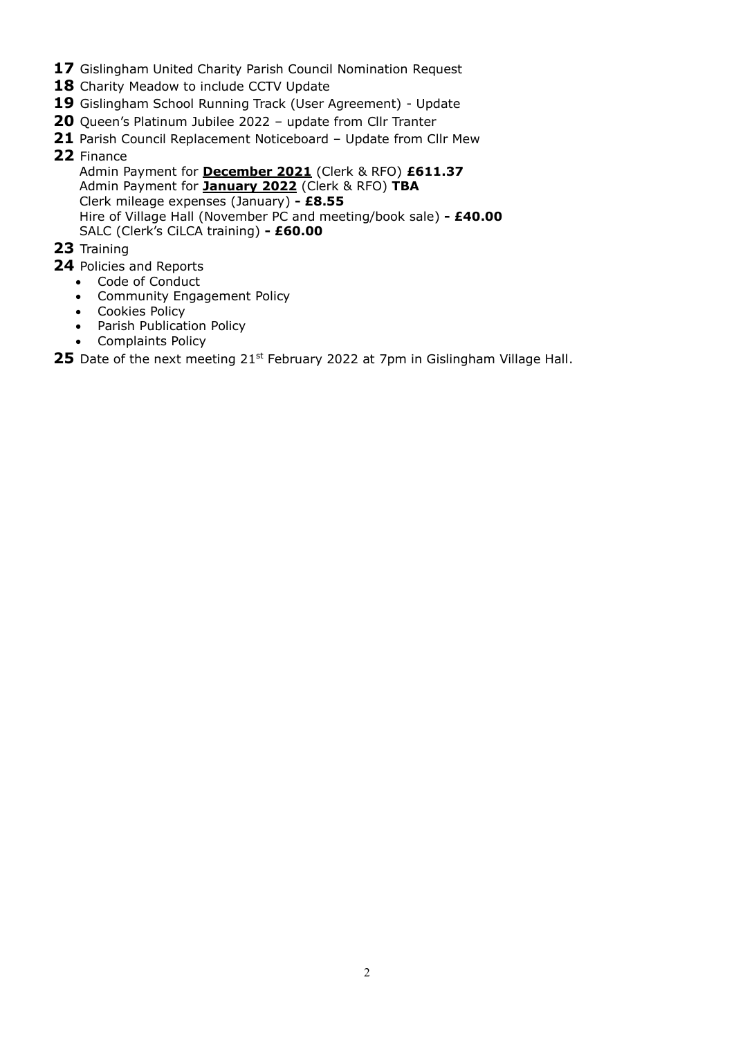**17** Gislingham United Charity Parish Council Nomination Request

**18** Charity Meadow to include CCTV Update

**19** Gislingham School Running Track (User Agreement) - Update

**20** Queen's Platinum Jubilee 2022 – update from Cllr Tranter

**21** Parish Council Replacement Noticeboard – Update from Cllr Mew

**22** Finance

Admin Payment for **December 2021** (Clerk & RFO) **£611.37**
Admin Payment for **January 2022** (Clerk & RFO) **TBA**
Clerk mileage expenses (January) **- £8.55**
Hire of Village Hall (November PC and meeting/book sale) **- £40.00**
SALC (Clerk's CiLCA training) **- £60.00**

**23** Training

**24** Policies and Reports

- Code of Conduct
- Community Engagement Policy
- Cookies Policy
- Parish Publication Policy
- Complaints Policy

**25** Date of the next meeting 21st February 2022 at 7pm in Gislingham Village Hall.